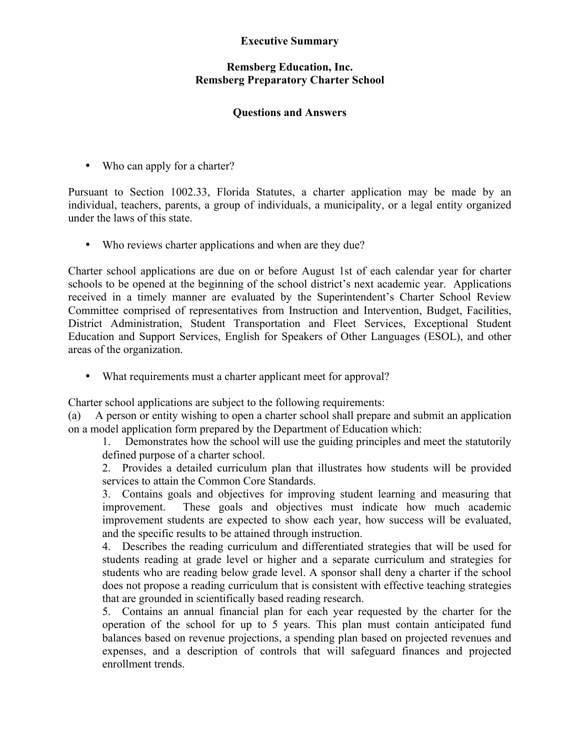**Executive Summary**

**Remsberg Education, Inc.**
**Remsberg Preparatory Charter School**

**Questions and Answers**

- Who can apply for a charter?

Pursuant to Section 1002.33, Florida Statutes, a charter application may be made by an individual, teachers, parents, a group of individuals, a municipality, or a legal entity organized under the laws of this state.

- Who reviews charter applications and when are they due?

Charter school applications are due on or before August 1st of each calendar year for charter schools to be opened at the beginning of the school district's next academic year. Applications received in a timely manner are evaluated by the Superintendent's Charter School Review Committee comprised of representatives from Instruction and Intervention, Budget, Facilities, District Administration, Student Transportation and Fleet Services, Exceptional Student Education and Support Services, English for Speakers of Other Languages (ESOL), and other areas of the organization.

- What requirements must a charter applicant meet for approval?

Charter school applications are subject to the following requirements:

(a) A person or entity wishing to open a charter school shall prepare and submit an application on a model application form prepared by the Department of Education which:

1. Demonstrates how the school will use the guiding principles and meet the statutorily defined purpose of a charter school.
2. Provides a detailed curriculum plan that illustrates how students will be provided services to attain the Common Core Standards.
3. Contains goals and objectives for improving student learning and measuring that improvement. These goals and objectives must indicate how much academic improvement students are expected to show each year, how success will be evaluated, and the specific results to be attained through instruction.
4. Describes the reading curriculum and differentiated strategies that will be used for students reading at grade level or higher and a separate curriculum and strategies for students who are reading below grade level. A sponsor shall deny a charter if the school does not propose a reading curriculum that is consistent with effective teaching strategies that are grounded in scientifically based reading research.
5. Contains an annual financial plan for each year requested by the charter for the operation of the school for up to 5 years. This plan must contain anticipated fund balances based on revenue projections, a spending plan based on projected revenues and expenses, and a description of controls that will safeguard finances and projected enrollment trends.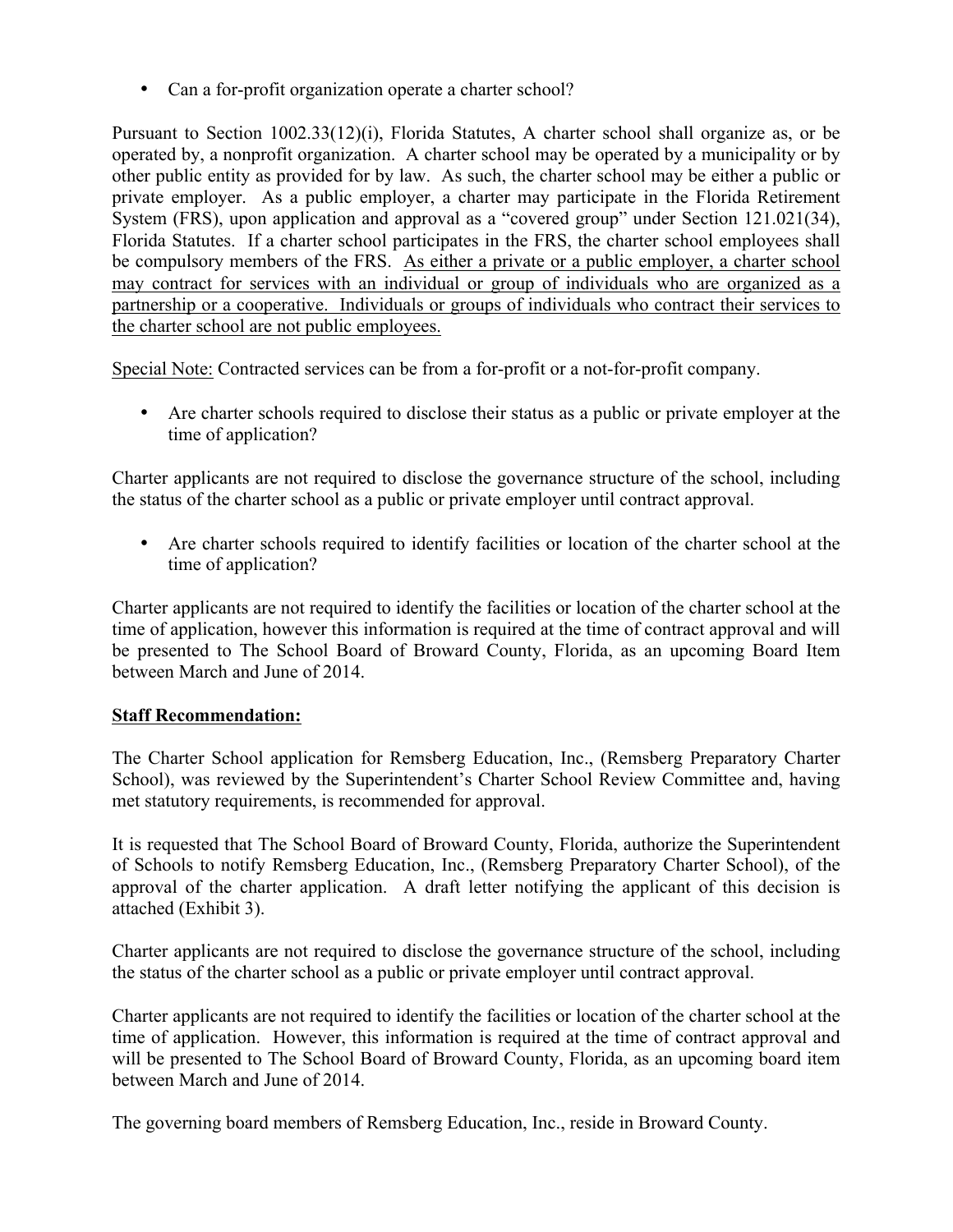- Can a for-profit organization operate a charter school?

Pursuant to Section 1002.33(12)(i), Florida Statutes, A charter school shall organize as, or be operated by, a nonprofit organization. A charter school may be operated by a municipality or by other public entity as provided for by law. As such, the charter school may be either a public or private employer. As a public employer, a charter may participate in the Florida Retirement System (FRS), upon application and approval as a "covered group" under Section 121.021(34), Florida Statutes. If a charter school participates in the FRS, the charter school employees shall be compulsory members of the FRS. <u>As either a private or a public employer, a charter school may contract for services with an individual or group of individuals who are organized as a partnership or a cooperative. Individuals or groups of individuals who contract their services to the charter school are not public employees.</u>

<u>Special Note:</u> Contracted services can be from a for-profit or a not-for-profit company.

- Are charter schools required to disclose their status as a public or private employer at the time of application?

Charter applicants are not required to disclose the governance structure of the school, including the status of the charter school as a public or private employer until contract approval.

- Are charter schools required to identify facilities or location of the charter school at the time of application?

Charter applicants are not required to identify the facilities or location of the charter school at the time of application, however this information is required at the time of contract approval and will be presented to The School Board of Broward County, Florida, as an upcoming Board Item between March and June of 2014.

**<u>Staff Recommendation:</u>**

The Charter School application for Remsberg Education, Inc., (Remsberg Preparatory Charter School), was reviewed by the Superintendent's Charter School Review Committee and, having met statutory requirements, is recommended for approval.

It is requested that The School Board of Broward County, Florida, authorize the Superintendent of Schools to notify Remsberg Education, Inc., (Remsberg Preparatory Charter School), of the approval of the charter application. A draft letter notifying the applicant of this decision is attached (Exhibit 3).

Charter applicants are not required to disclose the governance structure of the school, including the status of the charter school as a public or private employer until contract approval.

Charter applicants are not required to identify the facilities or location of the charter school at the time of application. However, this information is required at the time of contract approval and will be presented to The School Board of Broward County, Florida, as an upcoming board item between March and June of 2014.

The governing board members of Remsberg Education, Inc., reside in Broward County.